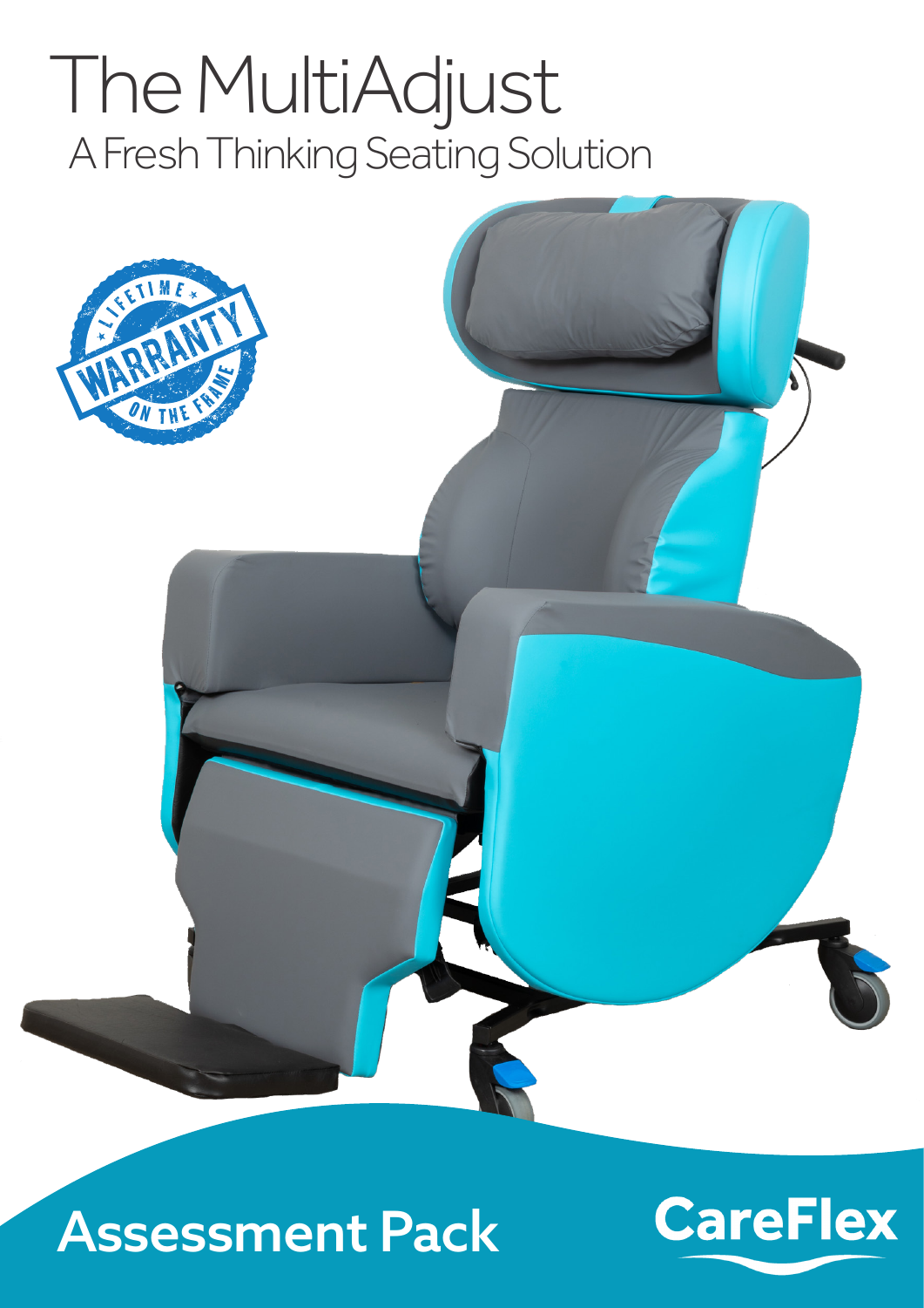# The MultiAdjust

## A Fresh Thinking Seating Solution

LIFETIME WARRANTY ON THE FRAME

## Assessment Pack

CareFlex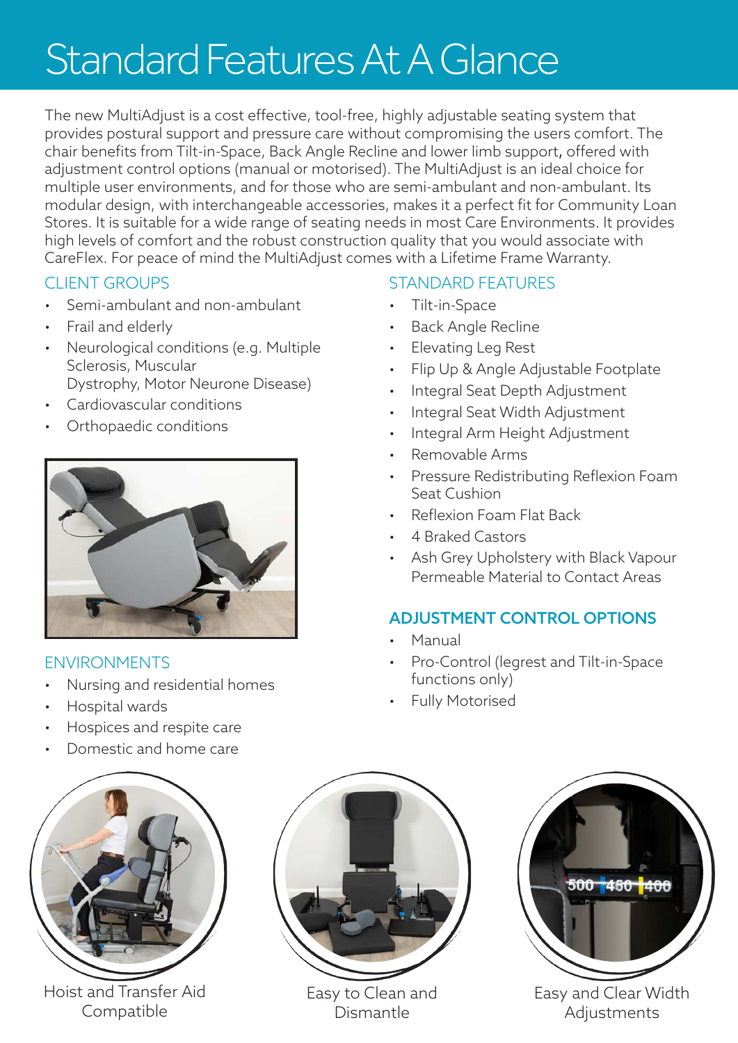# Standard Features At A Glance

The new MultiAdjust is a cost effective, tool-free, highly adjustable seating system that provides postural support and pressure care without compromising the users comfort. The chair benefits from Tilt-in-Space, Back Angle Recline and lower limb support, offered with adjustment control options (manual or motorised). The MultiAdjust is an ideal choice for multiple user environments, and for those who are semi-ambulant and non-ambulant. Its modular design, with interchangeable accessories, makes it a perfect fit for Community Loan Stores. It is suitable for a wide range of seating needs in most Care Environments. It provides high levels of comfort and the robust construction quality that you would associate with CareFlex. For peace of mind the MultiAdjust comes with a Lifetime Frame Warranty.

## CLIENT GROUPS

- Semi-ambulant and non-ambulant
- Frail and elderly
- Neurological conditions (e.g. Multiple Sclerosis, Muscular Dystrophy, Motor Neurone Disease)
- Cardiovascular conditions
- Orthopaedic conditions

## ENVIRONMENTS

- Nursing and residential homes
- Hospital wards
- Hospices and respite care
- Domestic and home care

## STANDARD FEATURES

- Tilt-in-Space
- Back Angle Recline
- Elevating Leg Rest
- Flip Up & Angle Adjustable Footplate
- Integral Seat Depth Adjustment
- Integral Seat Width Adjustment
- Integral Arm Height Adjustment
- Removable Arms
- Pressure Redistributing Reflexion Foam Seat Cushion
- Reflexion Foam Flat Back
- 4 Braked Castors
- Ash Grey Upholstery with Black Vapour Permeable Material to Contact Areas

## ADJUSTMENT CONTROL OPTIONS

- Manual
- Pro-Control (legrest and Tilt-in-Space functions only)
- Fully Motorised

Hoist and Transfer Aid Compatible

Easy to Clean and Dismantle

Easy and Clear Width Adjustments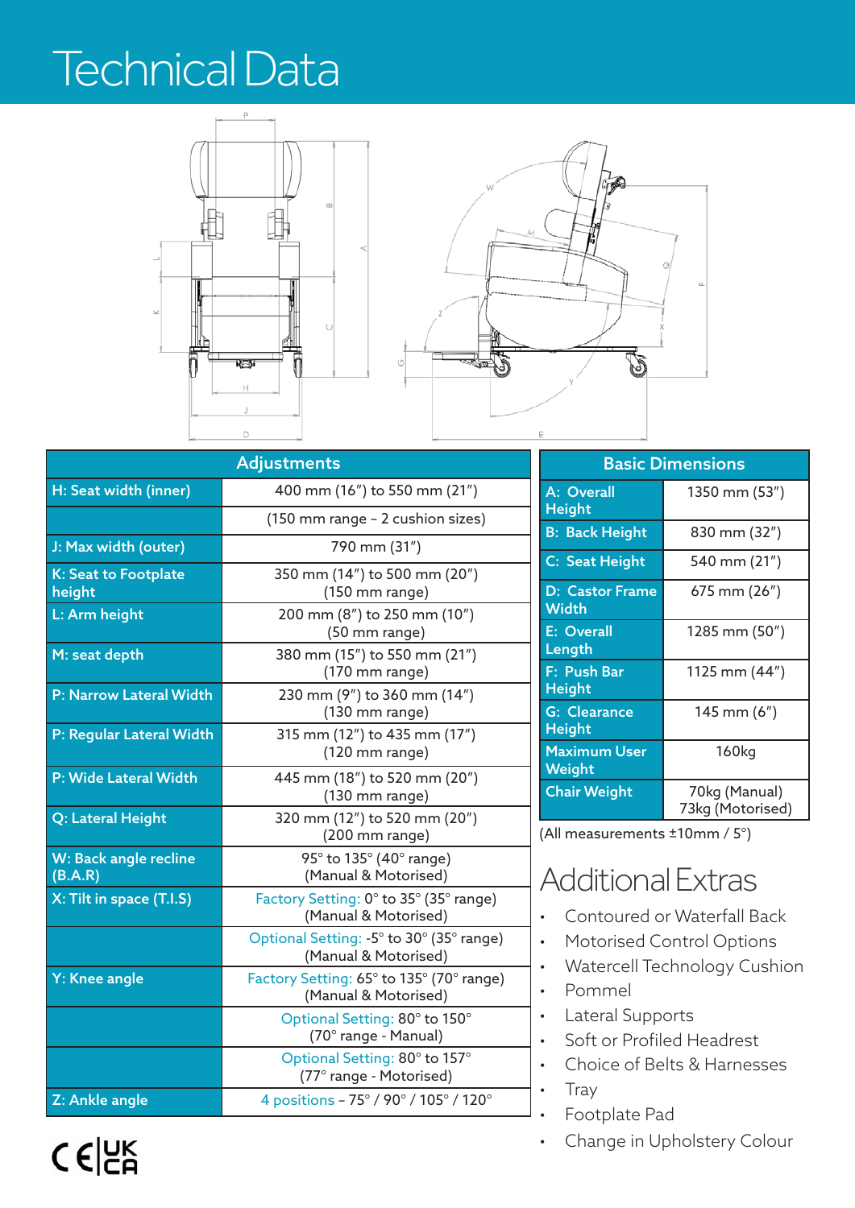# Technical Data

| Adjustments | |
|---|---|
| H: Seat width (inner) | 400 mm (16”) to 550 mm (21”) |
| | (150 mm range – 2 cushion sizes) |
| J: Max width (outer) | 790 mm (31”) |
| K: Seat to Footplate height | 350 mm (14”) to 500 mm (20”) (150 mm range) |
| L: Arm height | 200 mm (8”) to 250 mm (10”) (50 mm range) |
| M: seat depth | 380 mm (15”) to 550 mm (21”) (170 mm range) |
| P: Narrow Lateral Width | 230 mm (9”) to 360 mm (14”) (130 mm range) |
| P: Regular Lateral Width | 315 mm (12”) to 435 mm (17”) (120 mm range) |
| P: Wide Lateral Width | 445 mm (18”) to 520 mm (20”) (130 mm range) |
| Q: Lateral Height | 320 mm (12”) to 520 mm (20”) (200 mm range) |
| W: Back angle recline (B.A.R) | 95° to 135° (40° range) (Manual & Motorised) |
| X: Tilt in space (T.I.S) | Factory Setting: 0° to 35° (35° range) (Manual & Motorised) |
| | Optional Setting: -5° to 30° (35° range) (Manual & Motorised) |
| Y: Knee angle | Factory Setting: 65° to 135° (70° range) (Manual & Motorised) |
| | Optional Setting: 80° to 150° (70° range - Manual) |
| | Optional Setting: 80° to 157° (77° range - Motorised) |
| Z: Ankle angle | 4 positions – 75° / 90° / 105° / 120° |

| Basic Dimensions | |
|---|---|
| A: Overall Height | 1350 mm (53”) |
| B: Back Height | 830 mm (32”) |
| C: Seat Height | 540 mm (21”) |
| D: Castor Frame Width | 675 mm (26”) |
| E: Overall Length | 1285 mm (50”) |
| F: Push Bar Height | 1125 mm (44”) |
| G: Clearance Height | 145 mm (6”) |
| Maximum User Weight | 160kg |
| Chair Weight | 70kg (Manual) 73kg (Motorised) |

(All measurements ±10mm / 5°)

## Additional Extras

- Contoured or Waterfall Back
- Motorised Control Options
- Watercell Technology Cushion
- Pommel
- Lateral Supports
- Soft or Profiled Headrest
- Choice of Belts & Harnesses
- Tray
- Footplate Pad
- Change in Upholstery Colour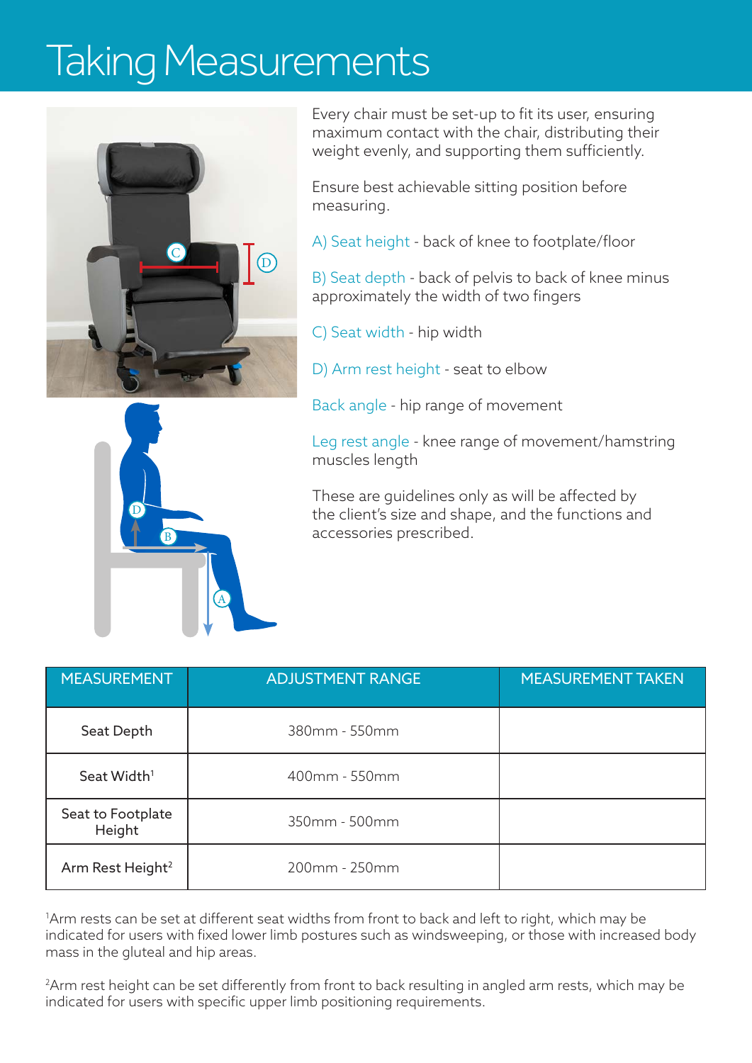# Taking Measurements

Every chair must be set-up to fit its user, ensuring maximum contact with the chair, distributing their weight evenly, and supporting them sufficiently.

Ensure best achievable sitting position before measuring.

A) Seat height - back of knee to footplate/floor

B) Seat depth - back of pelvis to back of knee minus approximately the width of two fingers

C) Seat width - hip width

D) Arm rest height - seat to elbow

Back angle - hip range of movement

Leg rest angle - knee range of movement/hamstring muscles length

These are guidelines only as will be affected by the client's size and shape, and the functions and accessories prescribed.

| MEASUREMENT | ADJUSTMENT RANGE | MEASUREMENT TAKEN |
| --- | --- | --- |
| Seat Depth | 380mm - 550mm | |
| Seat Width[1] | 400mm - 550mm | |
| Seat to Footplate Height | 350mm - 500mm | |
| Arm Rest Height[2] | 200mm - 250mm | |

[1]Arm rests can be set at different seat widths from front to back and left to right, which may be indicated for users with fixed lower limb postures such as windsweeping, or those with increased body mass in the gluteal and hip areas.

[2]Arm rest height can be set differently from front to back resulting in angled arm rests, which may be indicated for users with specific upper limb positioning requirements.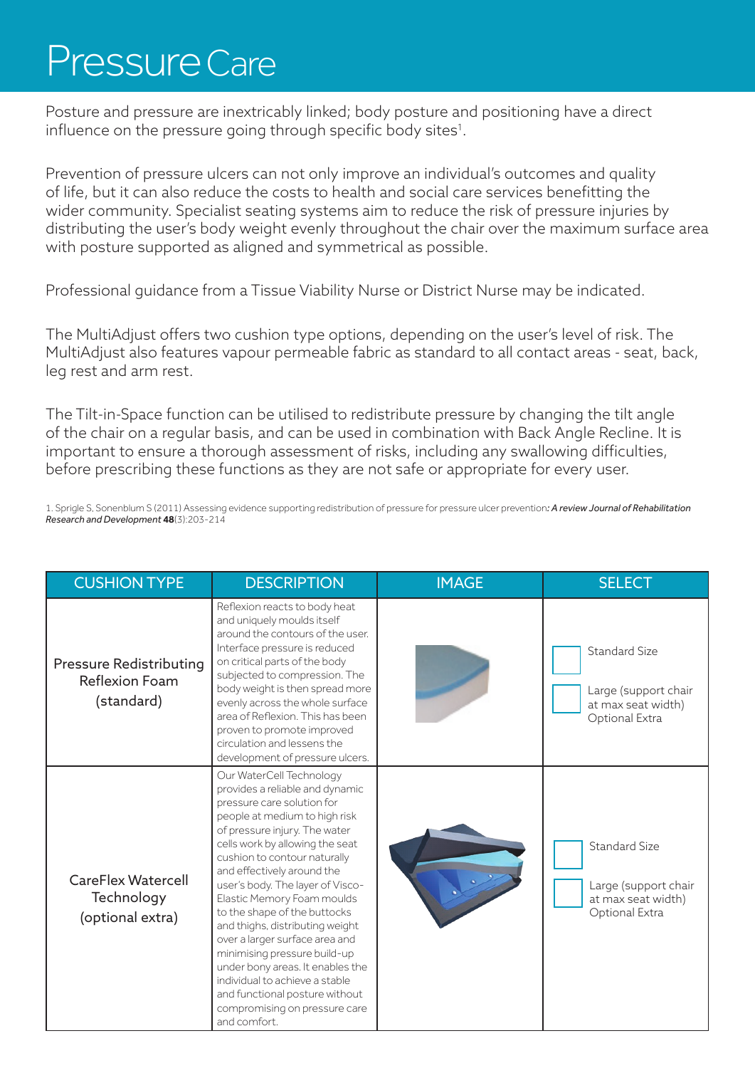# Pressure Care

Posture and pressure are inextricably linked; body posture and positioning have a direct influence on the pressure going through specific body sites[1].

Prevention of pressure ulcers can not only improve an individual's outcomes and quality of life, but it can also reduce the costs to health and social care services benefitting the wider community. Specialist seating systems aim to reduce the risk of pressure injuries by distributing the user's body weight evenly throughout the chair over the maximum surface area with posture supported as aligned and symmetrical as possible.

Professional guidance from a Tissue Viability Nurse or District Nurse may be indicated.

The MultiAdjust offers two cushion type options, depending on the user's level of risk. The MultiAdjust also features vapour permeable fabric as standard to all contact areas - seat, back, leg rest and arm rest.

The Tilt-in-Space function can be utilised to redistribute pressure by changing the tilt angle of the chair on a regular basis, and can be used in combination with Back Angle Recline. It is important to ensure a thorough assessment of risks, including any swallowing difficulties, before prescribing these functions as they are not safe or appropriate for every user.

1. Sprigle S, Sonenblum S (2011) Assessing evidence supporting redistribution of pressure for pressure ulcer prevention*: A review Journal of Rehabilitation Research and Development* **48**(3):203-214

| CUSHION TYPE | DESCRIPTION | IMAGE | SELECT |
|---|---|---|---|
| Pressure Redistributing Reflexion Foam (standard) | Reflexion reacts to body heat and uniquely moulds itself around the contours of the user. Interface pressure is reduced on critical parts of the body subjected to compression. The body weight is then spread more evenly across the whole surface area of Reflexion. This has been proven to promote improved circulation and lessens the development of pressure ulcers. | | ☐ Standard Size<br>☐ Large (support chair at max seat width) Optional Extra |
| CareFlex Watercell Technology (optional extra) | Our WaterCell Technology provides a reliable and dynamic pressure care solution for people at medium to high risk of pressure injury. The water cells work by allowing the seat cushion to contour naturally and effectively around the user's body. The layer of Visco-Elastic Memory Foam moulds to the shape of the buttocks and thighs, distributing weight over a larger surface area and minimising pressure build-up under bony areas. It enables the individual to achieve a stable and functional posture without compromising on pressure care and comfort. | | ☐ Standard Size<br>☐ Large (support chair at max seat width) Optional Extra |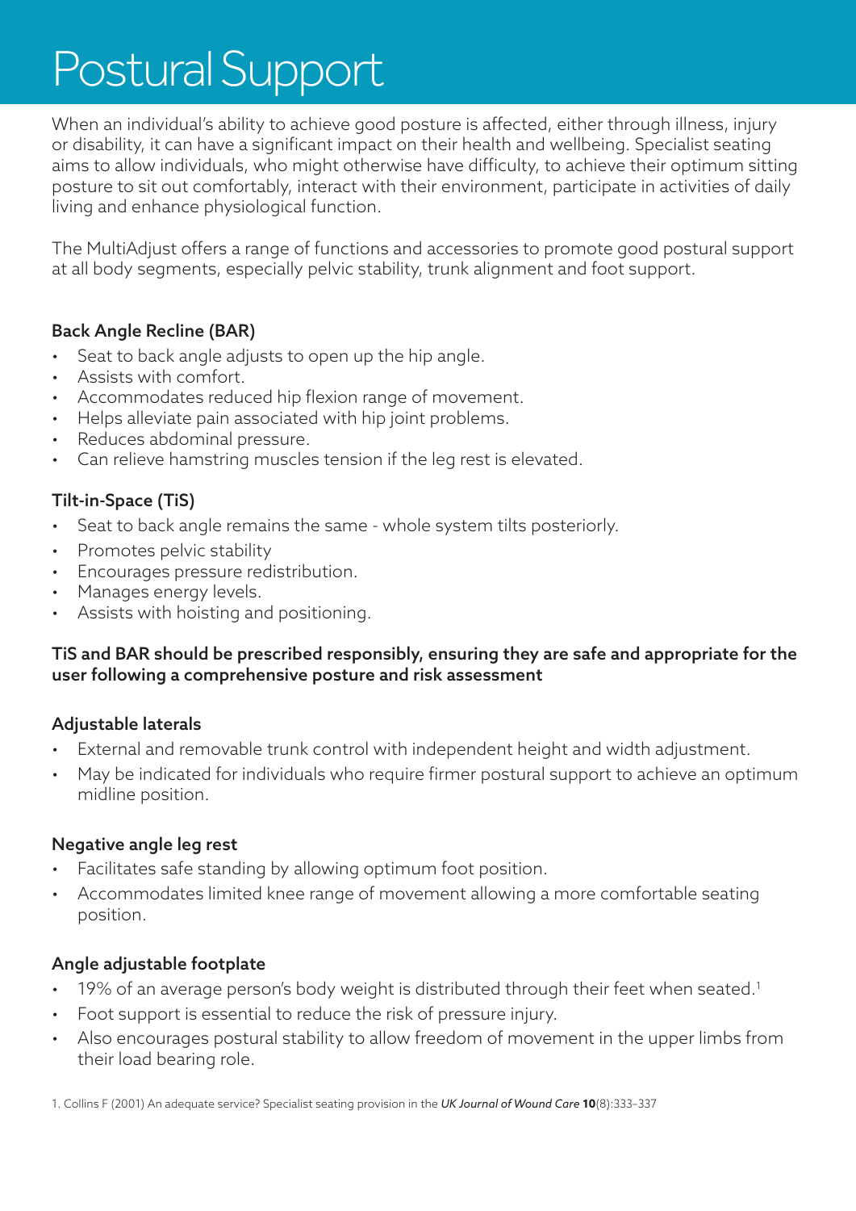# Postural Support

When an individual's ability to achieve good posture is affected, either through illness, injury or disability, it can have a significant impact on their health and wellbeing. Specialist seating aims to allow individuals, who might otherwise have difficulty, to achieve their optimum sitting posture to sit out comfortably, interact with their environment, participate in activities of daily living and enhance physiological function.

The MultiAdjust offers a range of functions and accessories to promote good postural support at all body segments, especially pelvic stability, trunk alignment and foot support.

### Back Angle Recline (BAR)

- Seat to back angle adjusts to open up the hip angle.
- Assists with comfort.
- Accommodates reduced hip flexion range of movement.
- Helps alleviate pain associated with hip joint problems.
- Reduces abdominal pressure.
- Can relieve hamstring muscles tension if the leg rest is elevated.

### Tilt-in-Space (TiS)

- Seat to back angle remains the same - whole system tilts posteriorly.
- Promotes pelvic stability
- Encourages pressure redistribution.
- Manages energy levels.
- Assists with hoisting and positioning.

**TiS and BAR should be prescribed responsibly, ensuring they are safe and appropriate for the user following a comprehensive posture and risk assessment**

### Adjustable laterals

- External and removable trunk control with independent height and width adjustment.
- May be indicated for individuals who require firmer postural support to achieve an optimum midline position.

### Negative angle leg rest

- Facilitates safe standing by allowing optimum foot position.
- Accommodates limited knee range of movement allowing a more comfortable seating position.

### Angle adjustable footplate

- 19% of an average person's body weight is distributed through their feet when seated.[1]
- Foot support is essential to reduce the risk of pressure injury.
- Also encourages postural stability to allow freedom of movement in the upper limbs from their load bearing role.

1. Collins F (2001) An adequate service? Specialist seating provision in the *UK Journal of Wound Care* **10**(8):333–337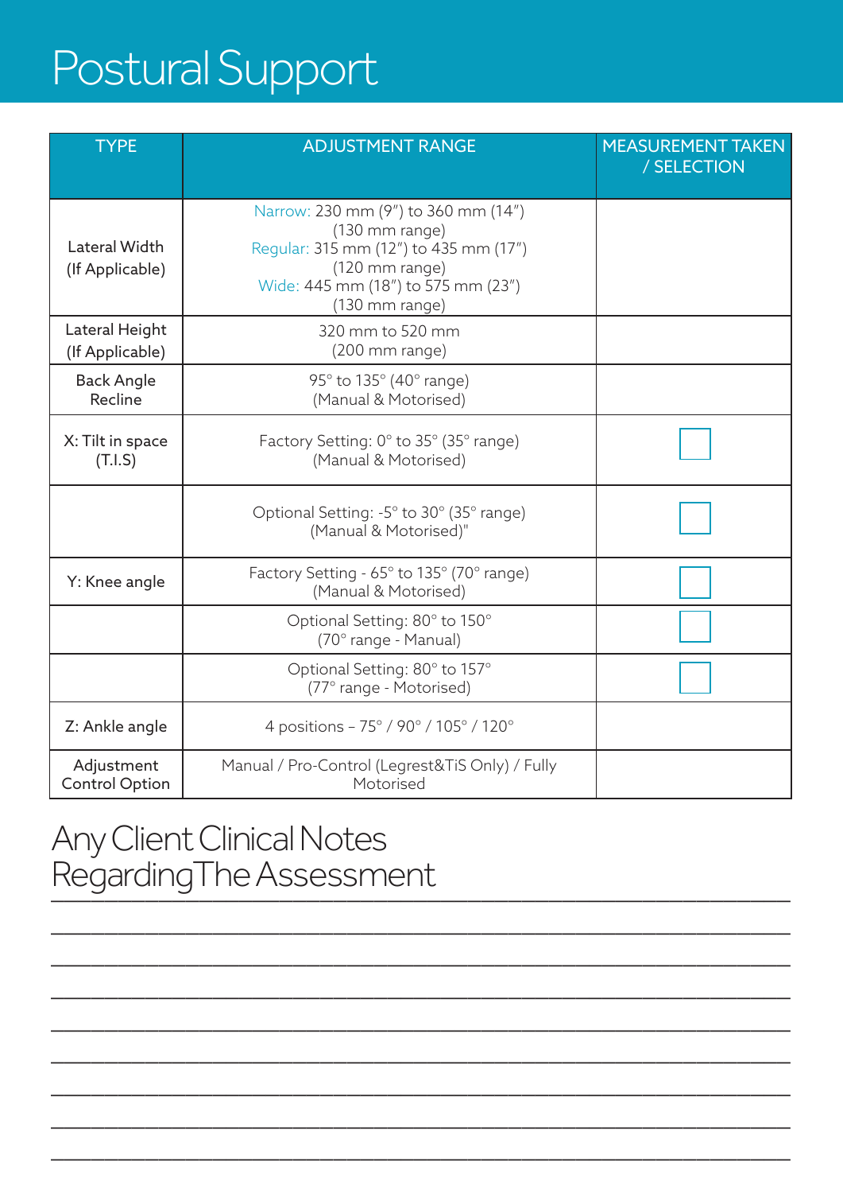# Postural Support

| TYPE | ADJUSTMENT RANGE | MEASUREMENT TAKEN / SELECTION |
|---|---|---|
| Lateral Width (If Applicable) | Narrow: 230 mm (9") to 360 mm (14") (130 mm range)<br>Regular: 315 mm (12") to 435 mm (17") (120 mm range)<br>Wide: 445 mm (18") to 575 mm (23") (130 mm range) | |
| Lateral Height (If Applicable) | 320 mm to 520 mm (200 mm range) | |
| Back Angle Recline | 95° to 135° (40° range) (Manual & Motorised) | |
| X: Tilt in space (T.I.S) | Factory Setting: 0° to 35° (35° range) (Manual & Motorised) | ☐ |
| | Optional Setting: -5° to 30° (35° range) (Manual & Motorised)" | ☐ |
| Y: Knee angle | Factory Setting - 65° to 135° (70° range) (Manual & Motorised) | ☐ |
| | Optional Setting: 80° to 150° (70° range - Manual) | ☐ |
| | Optional Setting: 80° to 157° (77° range - Motorised) | ☐ |
| Z: Ankle angle | 4 positions – 75° / 90° / 105° / 120° | |
| Adjustment Control Option | Manual / Pro-Control (Legrest&TiS Only) / Fully Motorised | |

## Any Client Clinical Notes Regarding The Assessment

___________________________________________________________________________

___________________________________________________________________________

___________________________________________________________________________

___________________________________________________________________________

___________________________________________________________________________

___________________________________________________________________________

___________________________________________________________________________

___________________________________________________________________________

___________________________________________________________________________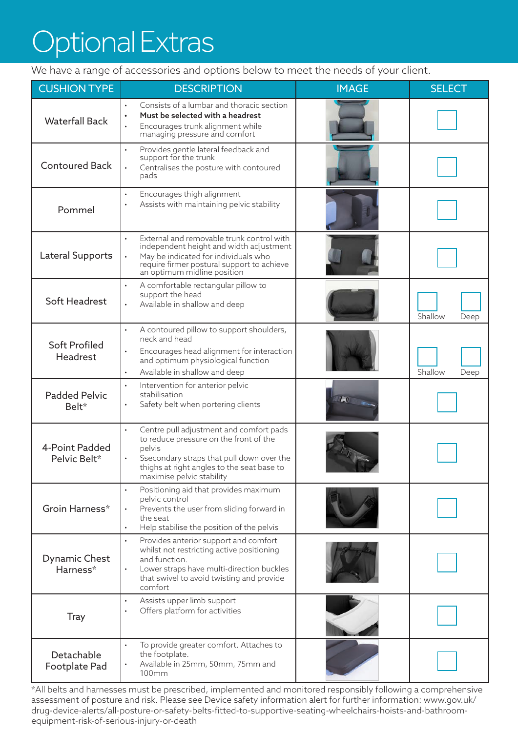# Optional Extras

We have a range of accessories and options below to meet the needs of your client.

| CUSHION TYPE | DESCRIPTION | IMAGE | SELECT |
|---|---|---|---|
| Waterfall Back | • Consists of a lumbar and thoracic section<br>• **Must be selected with a headrest**<br>• Encourages trunk alignment while managing pressure and comfort | | ☐ |
| Contoured Back | • Provides gentle lateral feedback and support for the trunk<br>• Centralises the posture with contoured pads | | ☐ |
| Pommel | • Encourages thigh alignment<br>• Assists with maintaining pelvic stability | | ☐ |
| Lateral Supports | • External and removable trunk control with independent height and width adjustment<br>• May be indicated for individuals who require firmer postural support to achieve an optimum midline position | | ☐ |
| Soft Headrest | • A comfortable rectangular pillow to support the head<br>• Available in shallow and deep | | ☐ Shallow ☐ Deep |
| Soft Profiled Headrest | • A contoured pillow to support shoulders, neck and head<br>• Encourages head alignment for interaction and optimum physiological function<br>• Available in shallow and deep | | ☐ Shallow ☐ Deep |
| Padded Pelvic Belt* | • Intervention for anterior pelvic stabilisation<br>• Safety belt when portering clients | | ☐ |
| 4-Point Padded Pelvic Belt* | • Centre pull adjustment and comfort pads to reduce pressure on the front of the pelvis<br>• Ssecondary straps that pull down over the thighs at right angles to the seat base to maximise pelvic stability | | ☐ |
| Groin Harness* | • Positioning aid that provides maximum pelvic control<br>• Prevents the user from sliding forward in the seat<br>• Help stabilise the position of the pelvis | | ☐ |
| Dynamic Chest Harness* | • Provides anterior support and comfort whilst not restricting active positioning and function.<br>• Lower straps have multi-direction buckles that swivel to avoid twisting and provide comfort | | ☐ |
| Tray | • Assists upper limb support<br>• Offers platform for activities | | ☐ |
| Detachable Footplate Pad | • To provide greater comfort. Attaches to the footplate.<br>• Available in 25mm, 50mm, 75mm and 100mm | | ☐ |

*All belts and harnesses must be prescribed, implemented and monitored responsibly following a comprehensive assessment of posture and risk. Please see Device safety information alert for further information: www.gov.uk/drug-device-alerts/all-posture-or-safety-belts-fitted-to-supportive-seating-wheelchairs-hoists-and-bathroom-equipment-risk-of-serious-injury-or-death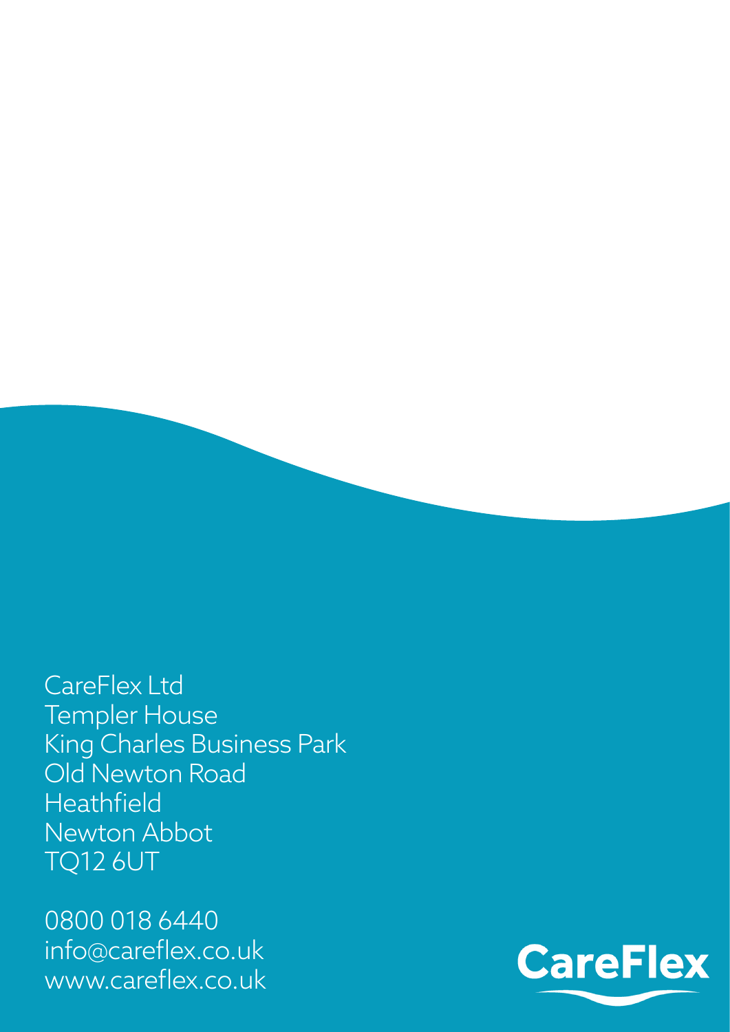CareFlex Ltd
Templer House
King Charles Business Park
Old Newton Road
Heathfield
Newton Abbot
TQ12 6UT

0800 018 6440
info@careflex.co.uk
www.careflex.co.uk

CareFlex